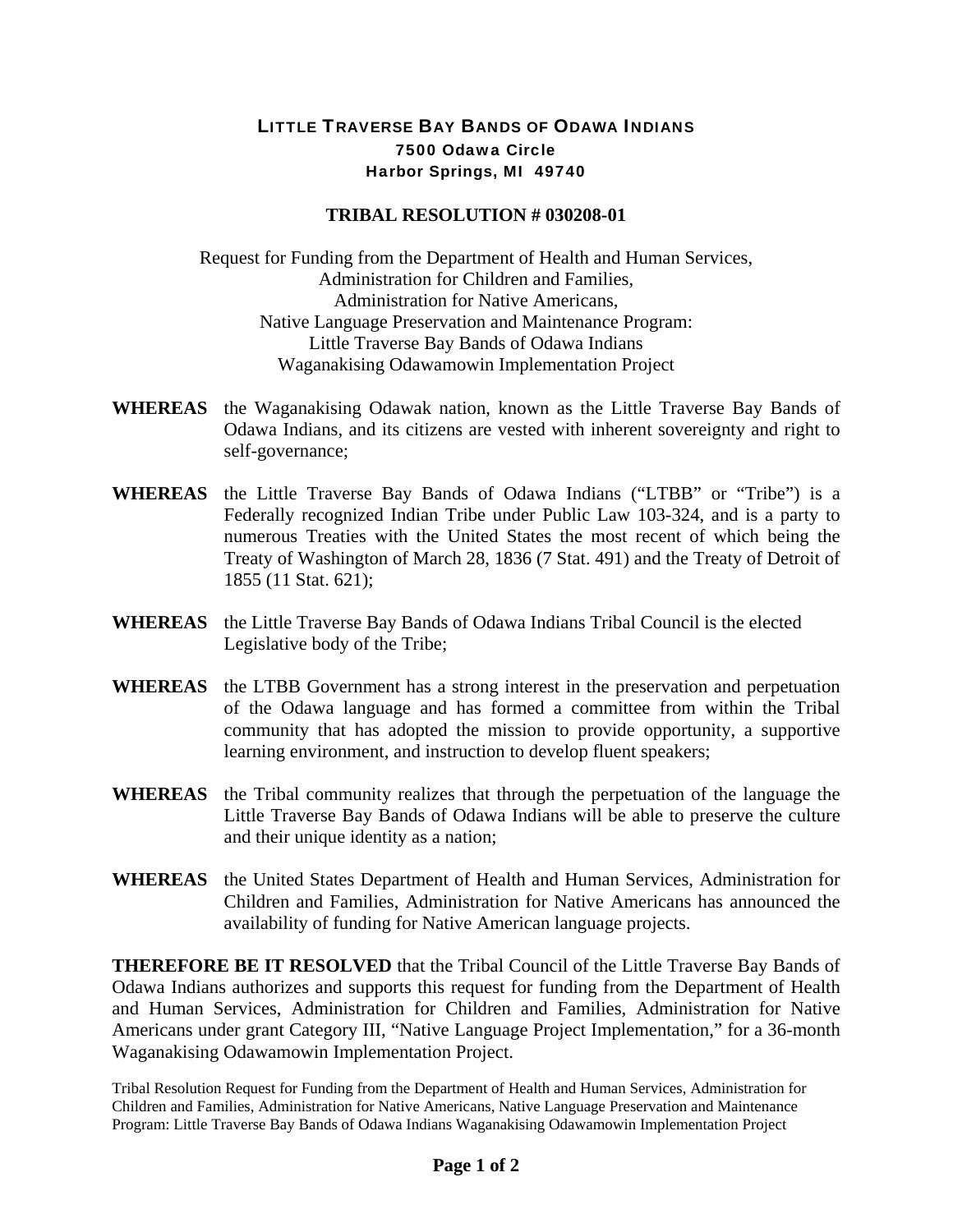# LITTLE TRAVERSE BAY BANDS OF ODAWA INDIANS

**7500 Odawa Circle**
**Harbor Springs, MI 49740**

## TRIBAL RESOLUTION # 030208-01

Request for Funding from the Department of Health and Human Services,
Administration for Children and Families,
Administration for Native Americans,
Native Language Preservation and Maintenance Program:
Little Traverse Bay Bands of Odawa Indians
Waganakising Odawamowin Implementation Project

**WHEREAS** the Waganakising Odawak nation, known as the Little Traverse Bay Bands of Odawa Indians, and its citizens are vested with inherent sovereignty and right to self-governance;

**WHEREAS** the Little Traverse Bay Bands of Odawa Indians ("LTBB" or "Tribe") is a Federally recognized Indian Tribe under Public Law 103-324, and is a party to numerous Treaties with the United States the most recent of which being the Treaty of Washington of March 28, 1836 (7 Stat. 491) and the Treaty of Detroit of 1855 (11 Stat. 621);

**WHEREAS** the Little Traverse Bay Bands of Odawa Indians Tribal Council is the elected Legislative body of the Tribe;

**WHEREAS** the LTBB Government has a strong interest in the preservation and perpetuation of the Odawa language and has formed a committee from within the Tribal community that has adopted the mission to provide opportunity, a supportive learning environment, and instruction to develop fluent speakers;

**WHEREAS** the Tribal community realizes that through the perpetuation of the language the Little Traverse Bay Bands of Odawa Indians will be able to preserve the culture and their unique identity as a nation;

**WHEREAS** the United States Department of Health and Human Services, Administration for Children and Families, Administration for Native Americans has announced the availability of funding for Native American language projects.

**THEREFORE BE IT RESOLVED** that the Tribal Council of the Little Traverse Bay Bands of Odawa Indians authorizes and supports this request for funding from the Department of Health and Human Services, Administration for Children and Families, Administration for Native Americans under grant Category III, "Native Language Project Implementation," for a 36-month Waganakising Odawamowin Implementation Project.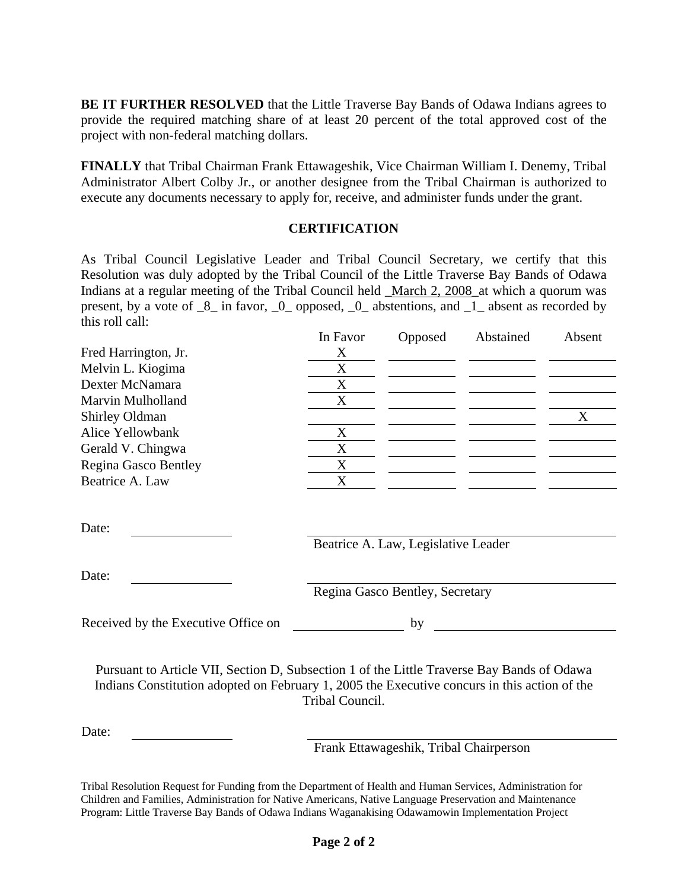**BE IT FURTHER RESOLVED** that the Little Traverse Bay Bands of Odawa Indians agrees to provide the required matching share of at least 20 percent of the total approved cost of the project with non-federal matching dollars.

**FINALLY** that Tribal Chairman Frank Ettawageshik, Vice Chairman William I. Denemy, Tribal Administrator Albert Colby Jr., or another designee from the Tribal Chairman is authorized to execute any documents necessary to apply for, receive, and administer funds under the grant.

## CERTIFICATION

As Tribal Council Legislative Leader and Tribal Council Secretary, we certify that this Resolution was duly adopted by the Tribal Council of the Little Traverse Bay Bands of Odawa Indians at a regular meeting of the Tribal Council held _March 2, 2008_ at which a quorum was present, by a vote of _8_ in favor, _0_ opposed, _0_ abstentions, and _1_ absent as recorded by this roll call:

| | In Favor | Opposed | Abstained | Absent |
|---|---|---|---|---|
| Fred Harrington, Jr. | X | | | |
| Melvin L. Kiogima | X | | | |
| Dexter McNamara | X | | | |
| Marvin Mulholland | X | | | |
| Shirley Oldman | | | | X |
| Alice Yellowbank | X | | | |
| Gerald V. Chingwa | X | | | |
| Regina Gasco Bentley | X | | | |
| Beatrice A. Law | X | | | |

Date: ______________ ______________________________
Beatrice A. Law, Legislative Leader

Date: ______________ ______________________________
Regina Gasco Bentley, Secretary

Received by the Executive Office on ______________ by ______________________

Pursuant to Article VII, Section D, Subsection 1 of the Little Traverse Bay Bands of Odawa Indians Constitution adopted on February 1, 2005 the Executive concurs in this action of the Tribal Council.

Date: ______________ ______________________________
Frank Ettawageshik, Tribal Chairperson

Tribal Resolution Request for Funding from the Department of Health and Human Services, Administration for Children and Families, Administration for Native Americans, Native Language Preservation and Maintenance Program: Little Traverse Bay Bands of Odawa Indians Waganakising Odawamowin Implementation Project